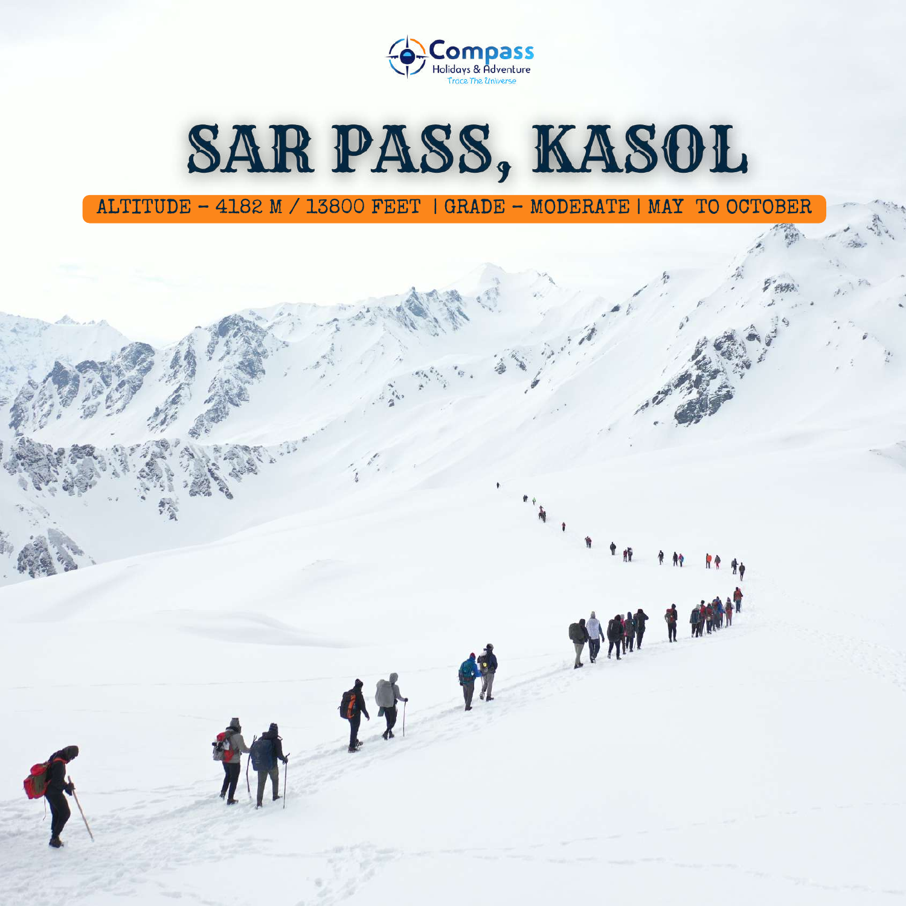Compass
Holidays & Adventure
Trace The Universe

# SAR PASS, KASOL

ALTITUDE - 4182 M / 13800 FEET | GRADE - MODERATE | MAY TO OCTOBER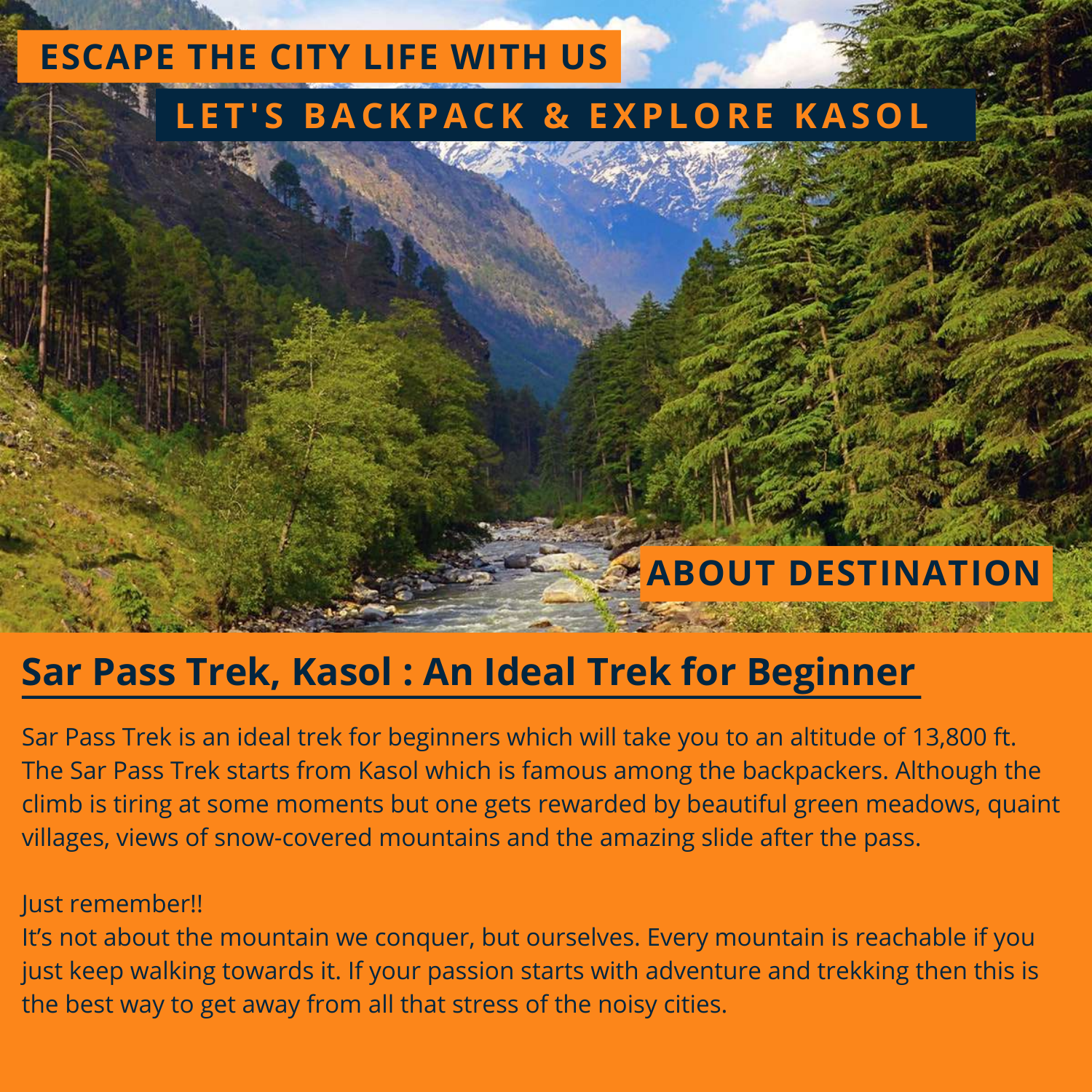**ESCAPE THE CITY LIFE WITH US**

**LET'S BACKPACK & EXPLORE KASOL**

**ABOUT DESTINATION**

## Sar Pass Trek, Kasol : An Ideal Trek for Beginner

Sar Pass Trek is an ideal trek for beginners which will take you to an altitude of 13,800 ft. The Sar Pass Trek starts from Kasol which is famous among the backpackers. Although the climb is tiring at some moments but one gets rewarded by beautiful green meadows, quaint villages, views of snow-covered mountains and the amazing slide after the pass.

Just remember!!
It's not about the mountain we conquer, but ourselves. Every mountain is reachable if you just keep walking towards it. If your passion starts with adventure and trekking then this is the best way to get away from all that stress of the noisy cities.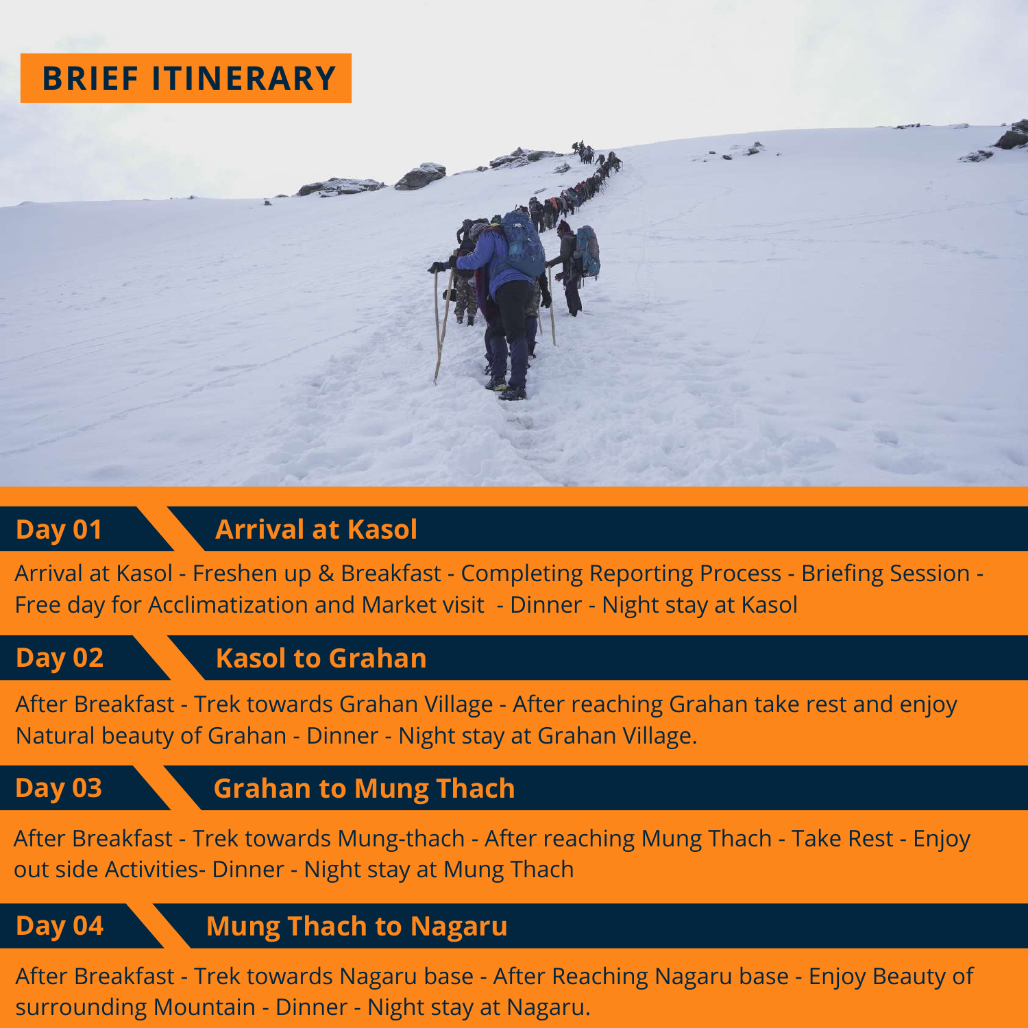# BRIEF ITINERARY

## Day 01 — Arrival at Kasol

Arrival at Kasol - Freshen up & Breakfast - Completing Reporting Process - Briefing Session - Free day for Acclimatization and Market visit - Dinner - Night stay at Kasol

## Day 02 — Kasol to Grahan

After Breakfast - Trek towards Grahan Village - After reaching Grahan take rest and enjoy Natural beauty of Grahan - Dinner - Night stay at Grahan Village.

## Day 03 — Grahan to Mung Thach

After Breakfast - Trek towards Mung-thach - After reaching Mung Thach - Take Rest - Enjoy out side Activities- Dinner - Night stay at Mung Thach

## Day 04 — Mung Thach to Nagaru

After Breakfast - Trek towards Nagaru base - After Reaching Nagaru base - Enjoy Beauty of surrounding Mountain - Dinner - Night stay at Nagaru.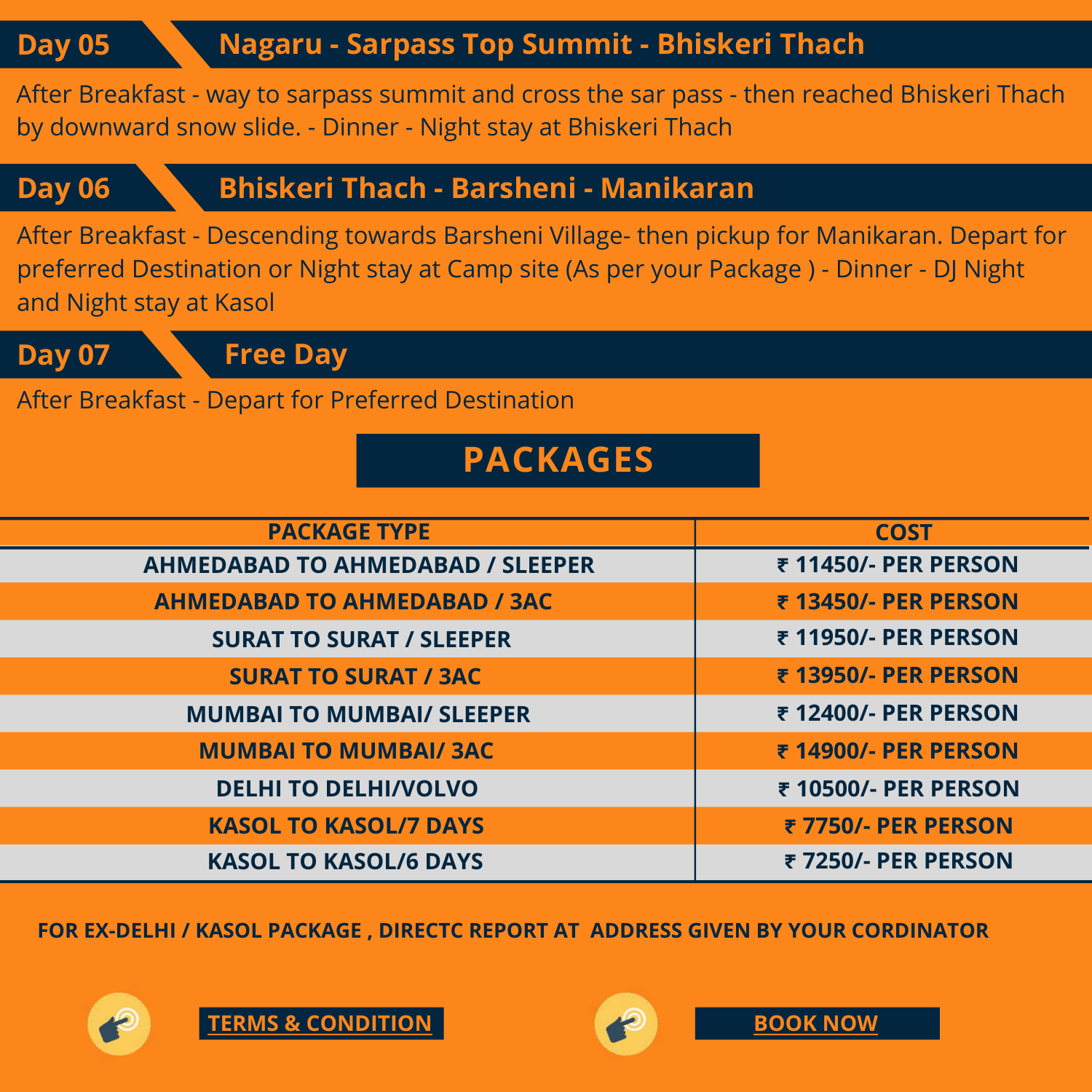## Day 05 Nagaru - Sarpass Top Summit - Bhiskeri Thach

After Breakfast - way to sarpass summit and cross the sar pass - then reached Bhiskeri Thach by downward snow slide. - Dinner - Night stay at Bhiskeri Thach

## Day 06 Bhiskeri Thach - Barsheni - Manikaran

After Breakfast - Descending towards Barsheni Village- then pickup for Manikaran. Depart for preferred Destination or Night stay at Camp site (As per your Package ) - Dinner - DJ Night and Night stay at Kasol

## Day 07 Free Day

After Breakfast - Depart for Preferred Destination

## PACKAGES

| PACKAGE TYPE | COST |
|---|---|
| AHMEDABAD TO AHMEDABAD / SLEEPER | ₹ 11450/- PER PERSON |
| AHMEDABAD TO AHMEDABAD / 3AC | ₹ 13450/- PER PERSON |
| SURAT TO SURAT / SLEEPER | ₹ 11950/- PER PERSON |
| SURAT TO SURAT / 3AC | ₹ 13950/- PER PERSON |
| MUMBAI TO MUMBAI/ SLEEPER | ₹ 12400/- PER PERSON |
| MUMBAI TO MUMBAI/ 3AC | ₹ 14900/- PER PERSON |
| DELHI TO DELHI/VOLVO | ₹ 10500/- PER PERSON |
| KASOL TO KASOL/7 DAYS | ₹ 7750/- PER PERSON |
| KASOL TO KASOL/6 DAYS | ₹ 7250/- PER PERSON |

**FOR EX-DELHI / KASOL PACKAGE , DIRECTC REPORT AT ADDRESS GIVEN BY YOUR CORDINATOR**

**TERMS & CONDITION**

**BOOK NOW**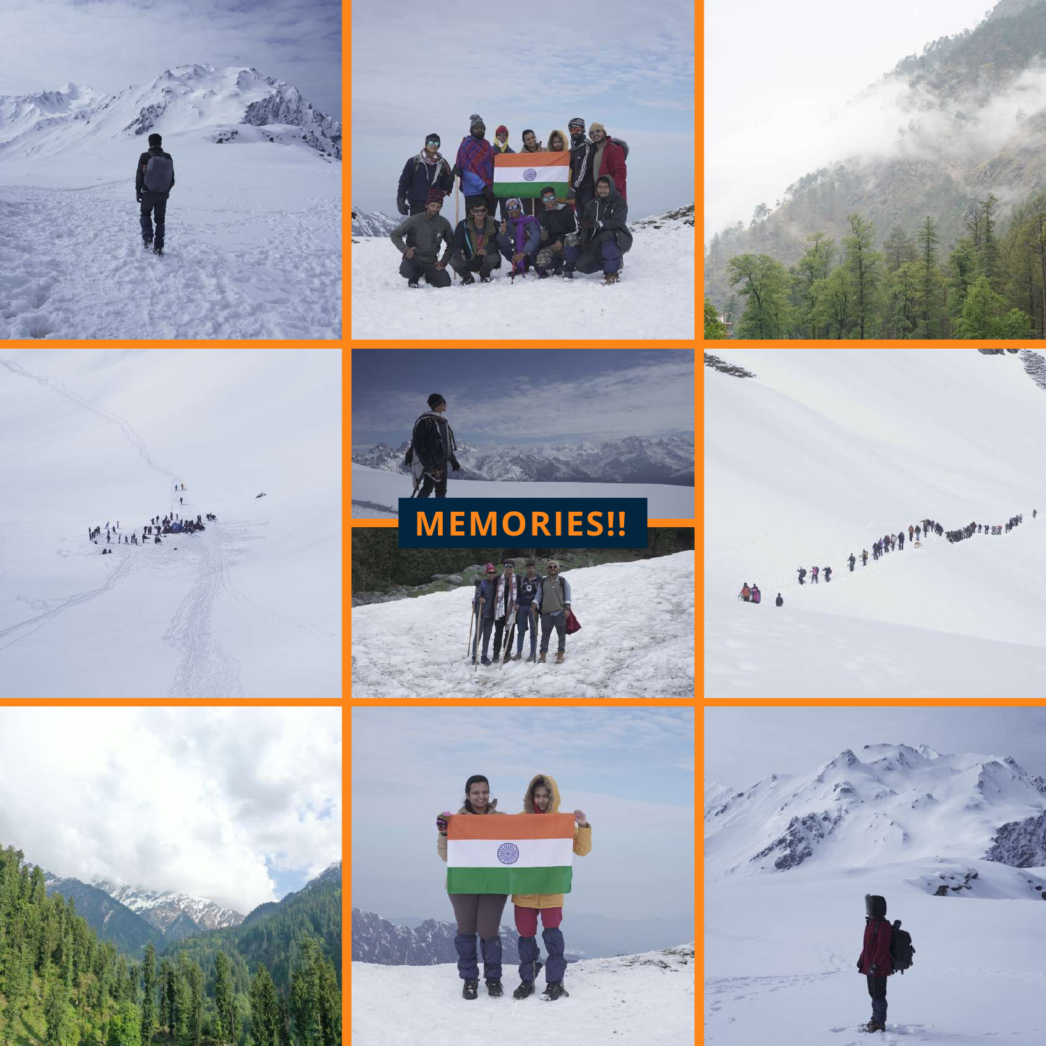MEMORIES!!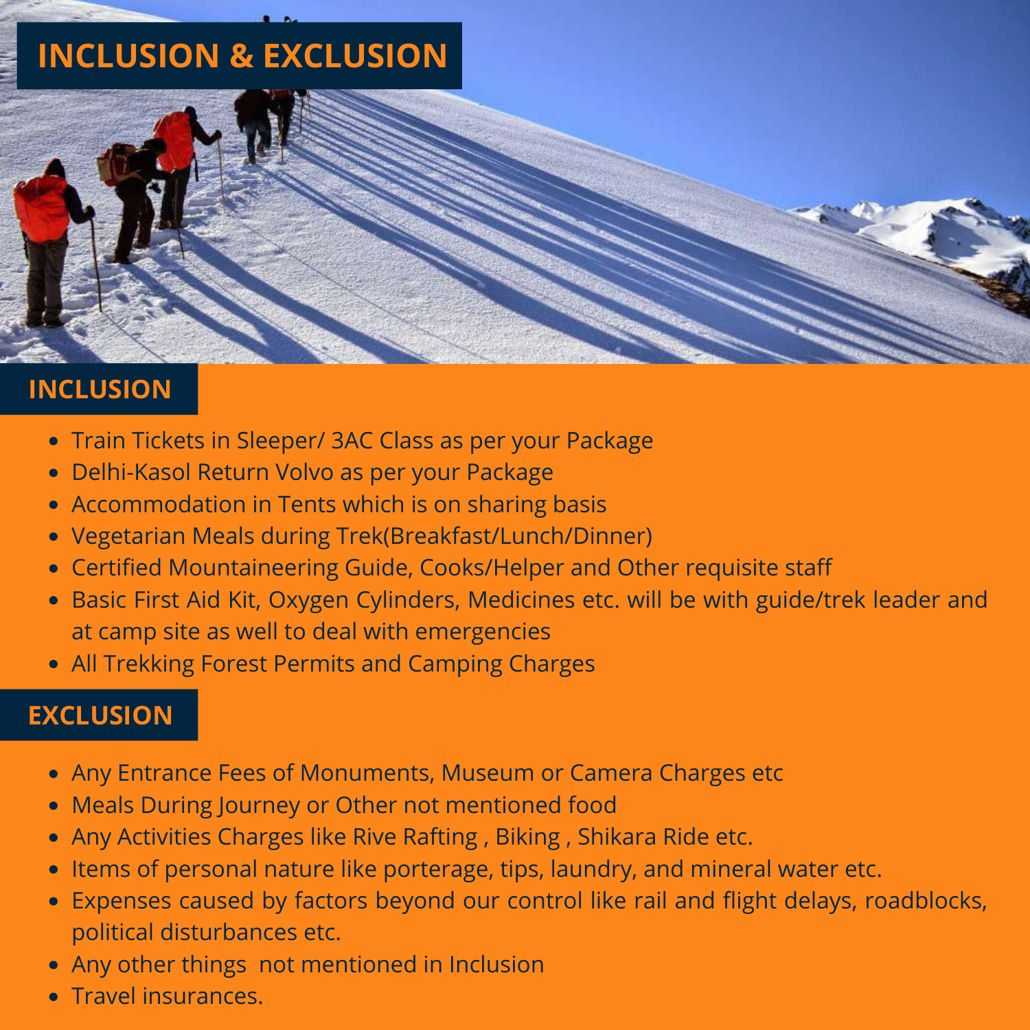# INCLUSION & EXCLUSION

## INCLUSION

- Train Tickets in Sleeper/ 3AC Class as per your Package
- Delhi-Kasol Return Volvo as per your Package
- Accommodation in Tents which is on sharing basis
- Vegetarian Meals during Trek(Breakfast/Lunch/Dinner)
- Certified Mountaineering Guide, Cooks/Helper and Other requisite staff
- Basic First Aid Kit, Oxygen Cylinders, Medicines etc. will be with guide/trek leader and at camp site as well to deal with emergencies
- All Trekking Forest Permits and Camping Charges

## EXCLUSION

- Any Entrance Fees of Monuments, Museum or Camera Charges etc
- Meals During Journey or Other not mentioned food
- Any Activities Charges like Rive Rafting , Biking , Shikara Ride etc.
- Items of personal nature like porterage, tips, laundry, and mineral water etc.
- Expenses caused by factors beyond our control like rail and flight delays, roadblocks, political disturbances etc.
- Any other things not mentioned in Inclusion
- Travel insurances.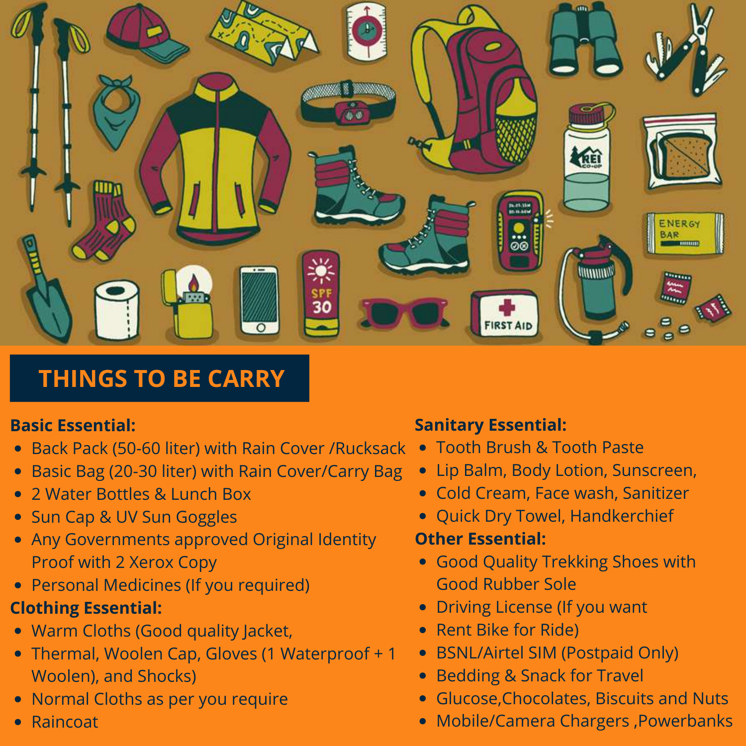## THINGS TO BE CARRY

**Basic Essential:**

- Back Pack (50-60 liter) with Rain Cover /Rucksack
- Basic Bag (20-30 liter) with Rain Cover/Carry Bag
- 2 Water Bottles & Lunch Box
- Sun Cap & UV Sun Goggles
- Any Governments approved Original Identity Proof with 2 Xerox Copy
- Personal Medicines (If you required)

**Clothing Essential:**

- Warm Cloths (Good quality Jacket,
- Thermal, Woolen Cap, Gloves (1 Waterproof + 1 Woolen), and Shocks)
- Normal Cloths as per you require
- Raincoat

**Sanitary Essential:**

- Tooth Brush & Tooth Paste
- Lip Balm, Body Lotion, Sunscreen,
- Cold Cream, Face wash, Sanitizer
- Quick Dry Towel, Handkerchief

**Other Essential:**

- Good Quality Trekking Shoes with Good Rubber Sole
- Driving License (If you want
- Rent Bike for Ride)
- BSNL/Airtel SIM (Postpaid Only)
- Bedding & Snack for Travel
- Glucose,Chocolates, Biscuits and Nuts
- Mobile/Camera Chargers ,Powerbanks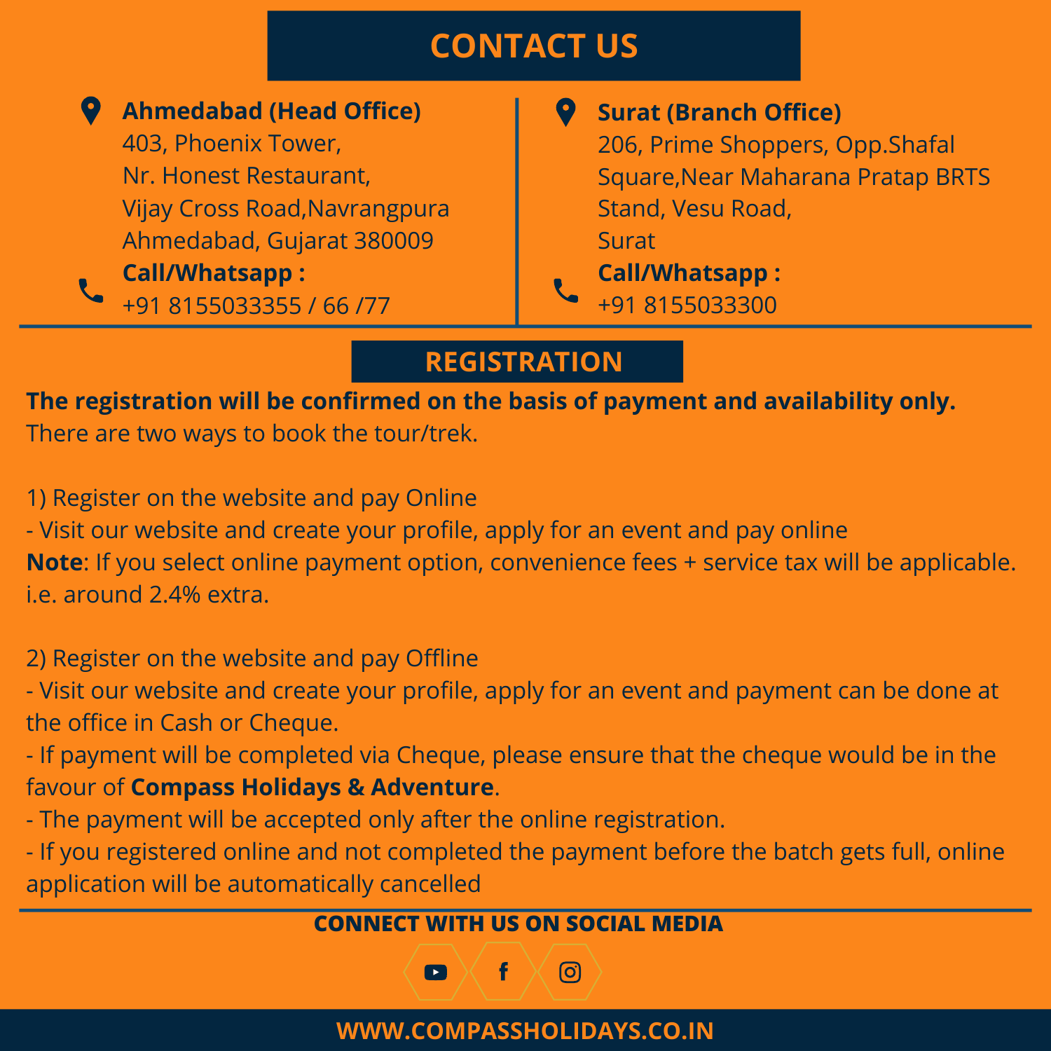# CONTACT US

**Ahmedabad (Head Office)**
403, Phoenix Tower,
Nr. Honest Restaurant,
Vijay Cross Road,Navrangpura
Ahmedabad, Gujarat 380009
**Call/Whatsapp :**
+91 8155033355 / 66 /77

**Surat (Branch Office)**
206, Prime Shoppers, Opp.Shafal Square,Near Maharana Pratap BRTS Stand, Vesu Road,
Surat
**Call/Whatsapp :**
+91 8155033300

## REGISTRATION

**The registration will be confirmed on the basis of payment and availability only.**
There are two ways to book the tour/trek.

1) Register on the website and pay Online
- Visit our website and create your profile, apply for an event and pay online

**Note**: If you select online payment option, convenience fees + service tax will be applicable. i.e. around 2.4% extra.

2) Register on the website and pay Offline
- Visit our website and create your profile, apply for an event and payment can be done at the office in Cash or Cheque.
- If payment will be completed via Cheque, please ensure that the cheque would be in the favour of **Compass Holidays & Adventure**.
- The payment will be accepted only after the online registration.
- If you registered online and not completed the payment before the batch gets full, online application will be automatically cancelled

**CONNECT WITH US ON SOCIAL MEDIA**

**WWW.COMPASSHOLIDAYS.CO.IN**